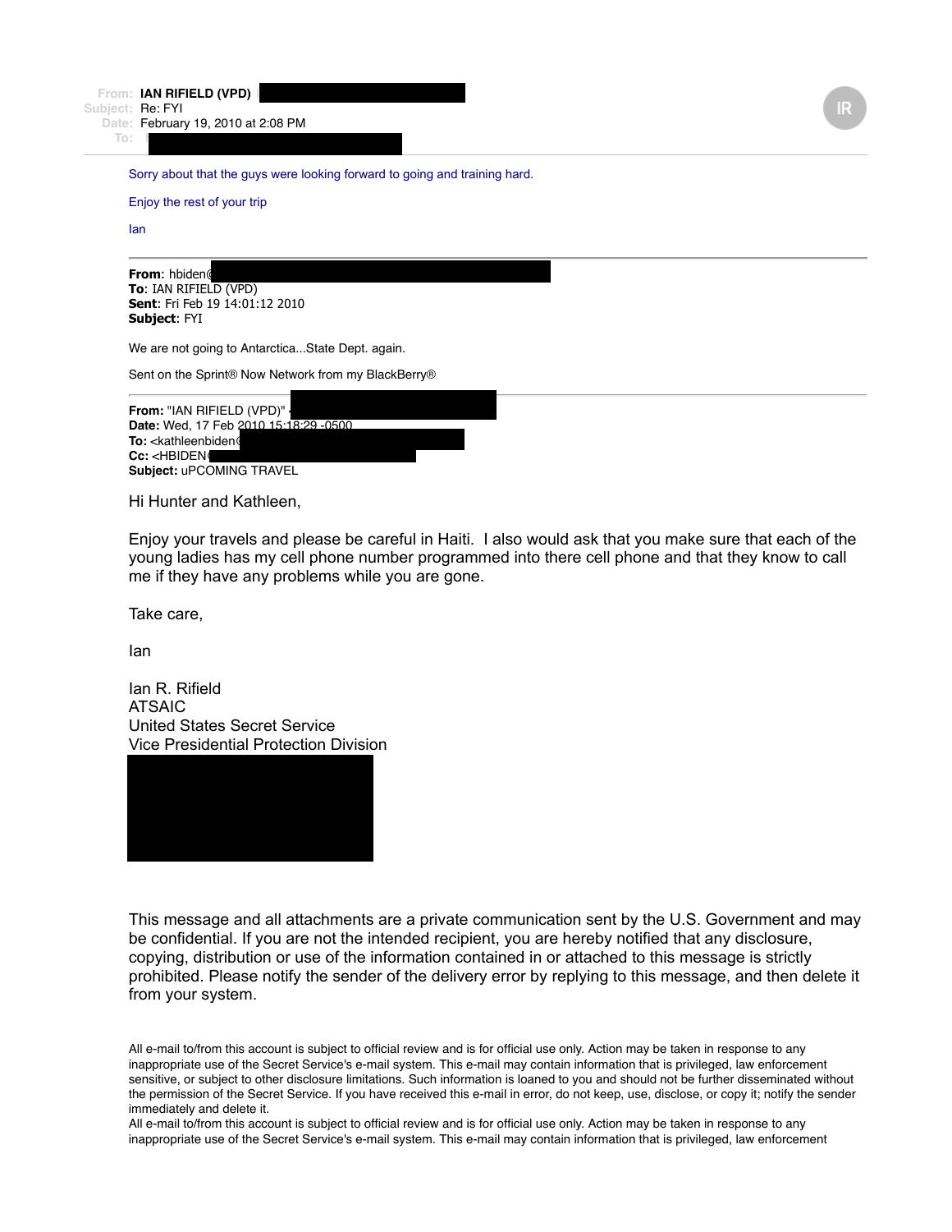From: IAN RIFIELD (VPD)
Subject: Re: FYI
Date: February 19, 2010 at 2:08 PM
To:

Sorry about that the guys were looking forward to going and training hard.

Enjoy the rest of your trip

Ian

---

**From**: hbiden@
**To**: IAN RIFIELD (VPD)
**Sent**: Fri Feb 19 14:01:12 2010
**Subject**: FYI

We are not going to Antarctica...State Dept. again.

Sent on the Sprint® Now Network from my BlackBerry®

---

**From:** "IAN RIFIELD (VPD)"
**Date:** Wed, 17 Feb 2010 15:18:29 -0500
**To:** <kathleenbiden@
**Cc:** <HBIDEN@
**Subject:** uPCOMING TRAVEL

Hi Hunter and Kathleen,

Enjoy your travels and please be careful in Haiti. I also would ask that you make sure that each of the young ladies has my cell phone number programmed into there cell phone and that they know to call me if they have any problems while you are gone.

Take care,

Ian

Ian R. Rifield
ATSAIC
United States Secret Service
Vice Presidential Protection Division

This message and all attachments are a private communication sent by the U.S. Government and may be confidential. If you are not the intended recipient, you are hereby notified that any disclosure, copying, distribution or use of the information contained in or attached to this message is strictly prohibited. Please notify the sender of the delivery error by replying to this message, and then delete it from your system.

All e-mail to/from this account is subject to official review and is for official use only. Action may be taken in response to any inappropriate use of the Secret Service's e-mail system. This e-mail may contain information that is privileged, law enforcement sensitive, or subject to other disclosure limitations. Such information is loaned to you and should not be further disseminated without the permission of the Secret Service. If you have received this e-mail in error, do not keep, use, disclose, or copy it; notify the sender immediately and delete it.
All e-mail to/from this account is subject to official review and is for official use only. Action may be taken in response to any inappropriate use of the Secret Service's e-mail system. This e-mail may contain information that is privileged, law enforcement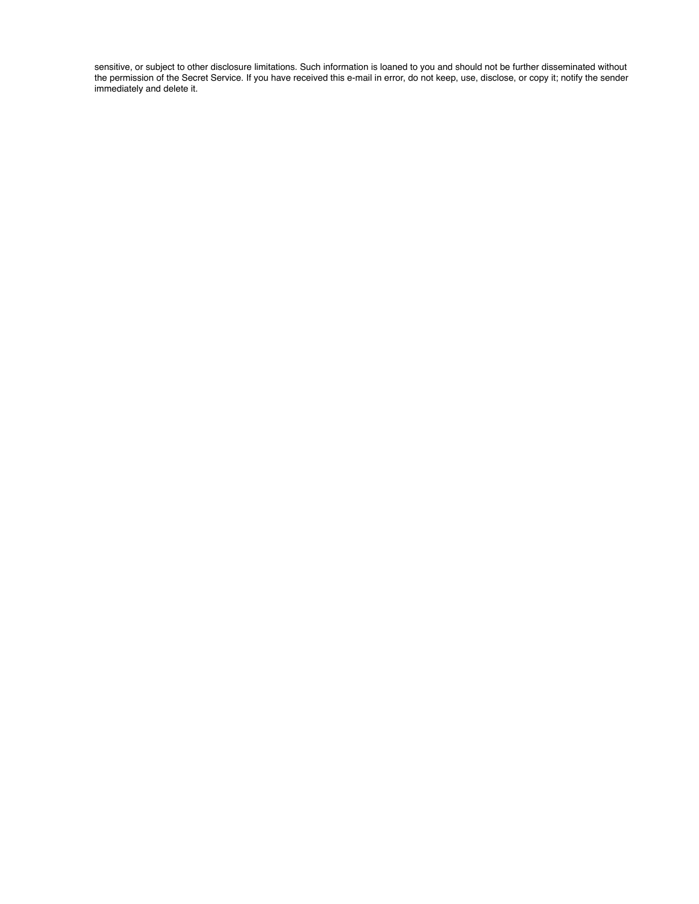sensitive, or subject to other disclosure limitations. Such information is loaned to you and should not be further disseminated without the permission of the Secret Service. If you have received this e-mail in error, do not keep, use, disclose, or copy it; notify the sender immediately and delete it.